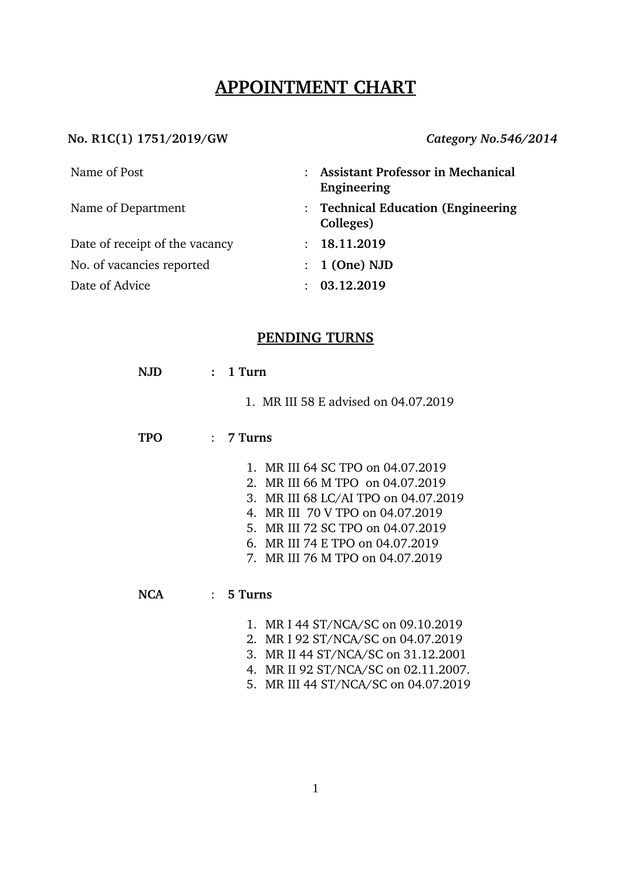# APPOINTMENT CHART

**No. R1C(1) 1751/2019/GW** *Category No.546/2014*

| | | |
|---|---|---|
| Name of Post | : | **Assistant Professor in Mechanical Engineering** |
| Name of Department | : | **Technical Education (Engineering Colleges)** |
| Date of receipt of the vacancy | : | **18.11.2019** |
| No. of vacancies reported | : | **1 (One) NJD** |
| Date of Advice | : | **03.12.2019** |

## PENDING TURNS

**NJD : 1 Turn**

1. MR III 58 E advised on 04.07.2019

**TPO : 7 Turns**

1. MR III 64 SC TPO on 04.07.2019
2. MR III 66 M TPO on 04.07.2019
3. MR III 68 LC/AI TPO on 04.07.2019
4. MR III 70 V TPO on 04.07.2019
5. MR III 72 SC TPO on 04.07.2019
6. MR III 74 E TPO on 04.07.2019
7. MR III 76 M TPO on 04.07.2019

**NCA : 5 Turns**

1. MR I 44 ST/NCA/SC on 09.10.2019
2. MR I 92 ST/NCA/SC on 04.07.2019
3. MR II 44 ST/NCA/SC on 31.12.2001
4. MR II 92 ST/NCA/SC on 02.11.2007.
5. MR III 44 ST/NCA/SC on 04.07.2019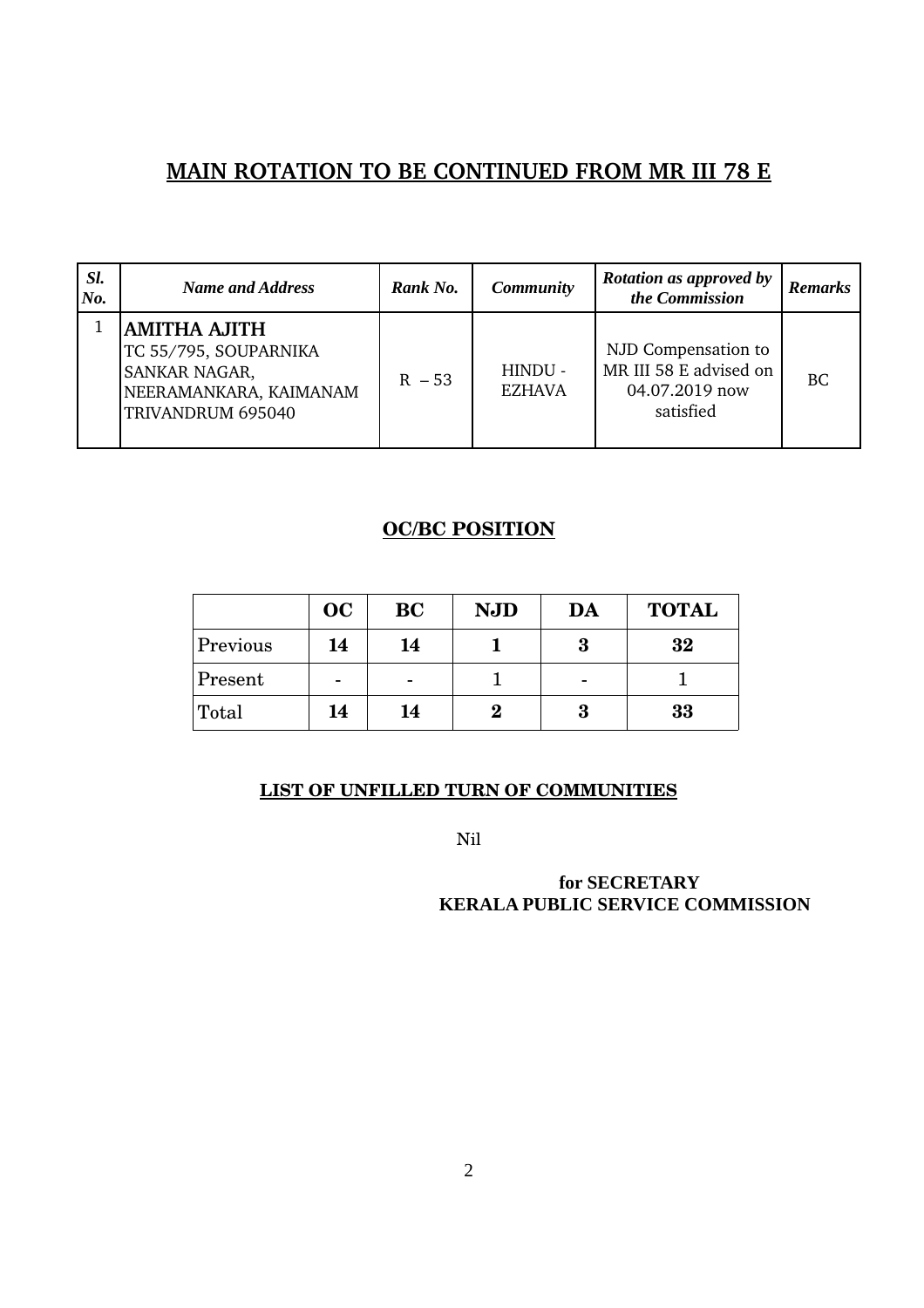## MAIN ROTATION TO BE CONTINUED FROM MR III 78 E

| *Sl. No.* | *Name and Address* | *Rank No.* | *Community* | *Rotation as approved by the Commission* | *Remarks* |
|---|---|---|---|---|---|
| 1 | **AMITHA AJITH**<br>TC 55/795, SOUPARNIKA<br>SANKAR NAGAR,<br>NEERAMANKARA, KAIMANAM<br>TRIVANDRUM 695040 | R – 53 | HINDU - EZHAVA | NJD Compensation to MR III 58 E advised on 04.07.2019 now satisfied | BC |

### OC/BC POSITION

| | OC | BC | NJD | DA | TOTAL |
|---|---|---|---|---|---|
| Previous | **14** | **14** | **1** | **3** | **32** |
| Present | - | - | 1 | - | 1 |
| Total | **14** | **14** | **2** | **3** | **33** |

### LIST OF UNFILLED TURN OF COMMUNITIES

Nil

**for SECRETARY**
**KERALA PUBLIC SERVICE COMMISSION**